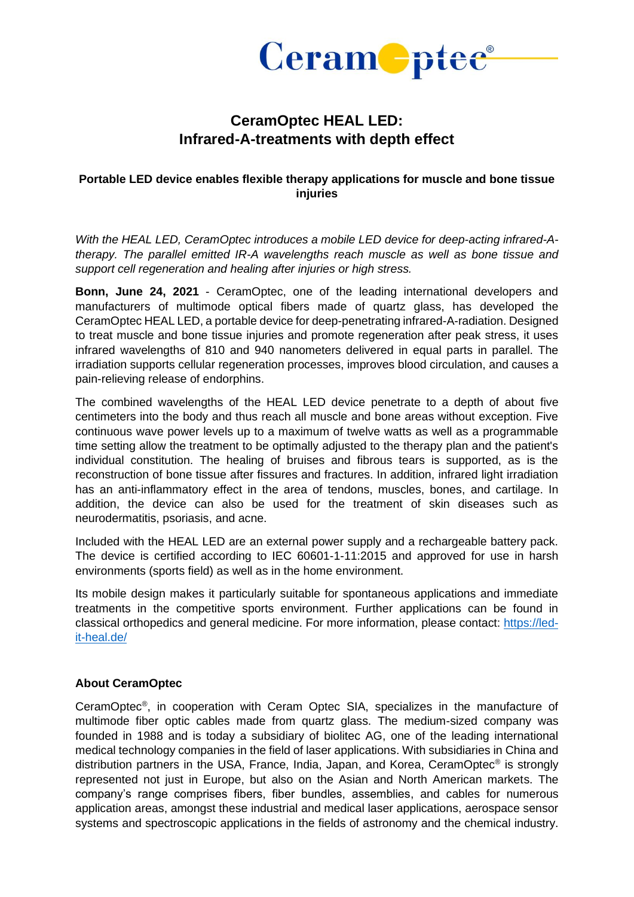# CeramOptec HEAL LED: Infrared-A-treatments with depth effect

### Portable LED device enables flexible therapy applications for muscle and bone tissue injuries

*With the HEAL LED, CeramOptec introduces a mobile LED device for deep-acting infrared-A-therapy. The parallel emitted IR-A wavelengths reach muscle as well as bone tissue and support cell regeneration and healing after injuries or high stress.*

**Bonn, June 24, 2021** - CeramOptec, one of the leading international developers and manufacturers of multimode optical fibers made of quartz glass, has developed the CeramOptec HEAL LED, a portable device for deep-penetrating infrared-A-radiation. Designed to treat muscle and bone tissue injuries and promote regeneration after peak stress, it uses infrared wavelengths of 810 and 940 nanometers delivered in equal parts in parallel. The irradiation supports cellular regeneration processes, improves blood circulation, and causes a pain-relieving release of endorphins.

The combined wavelengths of the HEAL LED device penetrate to a depth of about five centimeters into the body and thus reach all muscle and bone areas without exception. Five continuous wave power levels up to a maximum of twelve watts as well as a programmable time setting allow the treatment to be optimally adjusted to the therapy plan and the patient's individual constitution. The healing of bruises and fibrous tears is supported, as is the reconstruction of bone tissue after fissures and fractures. In addition, infrared light irradiation has an anti-inflammatory effect in the area of tendons, muscles, bones, and cartilage. In addition, the device can also be used for the treatment of skin diseases such as neurodermatitis, psoriasis, and acne.

Included with the HEAL LED are an external power supply and a rechargeable battery pack. The device is certified according to IEC 60601-1-11:2015 and approved for use in harsh environments (sports field) as well as in the home environment.

Its mobile design makes it particularly suitable for spontaneous applications and immediate treatments in the competitive sports environment. Further applications can be found in classical orthopedics and general medicine. For more information, please contact: https://led-it-heal.de/

### About CeramOptec

CeramOptec®, in cooperation with Ceram Optec SIA, specializes in the manufacture of multimode fiber optic cables made from quartz glass. The medium-sized company was founded in 1988 and is today a subsidiary of biolitec AG, one of the leading international medical technology companies in the field of laser applications. With subsidiaries in China and distribution partners in the USA, France, India, Japan, and Korea, CeramOptec® is strongly represented not just in Europe, but also on the Asian and North American markets. The company's range comprises fibers, fiber bundles, assemblies, and cables for numerous application areas, amongst these industrial and medical laser applications, aerospace sensor systems and spectroscopic applications in the fields of astronomy and the chemical industry.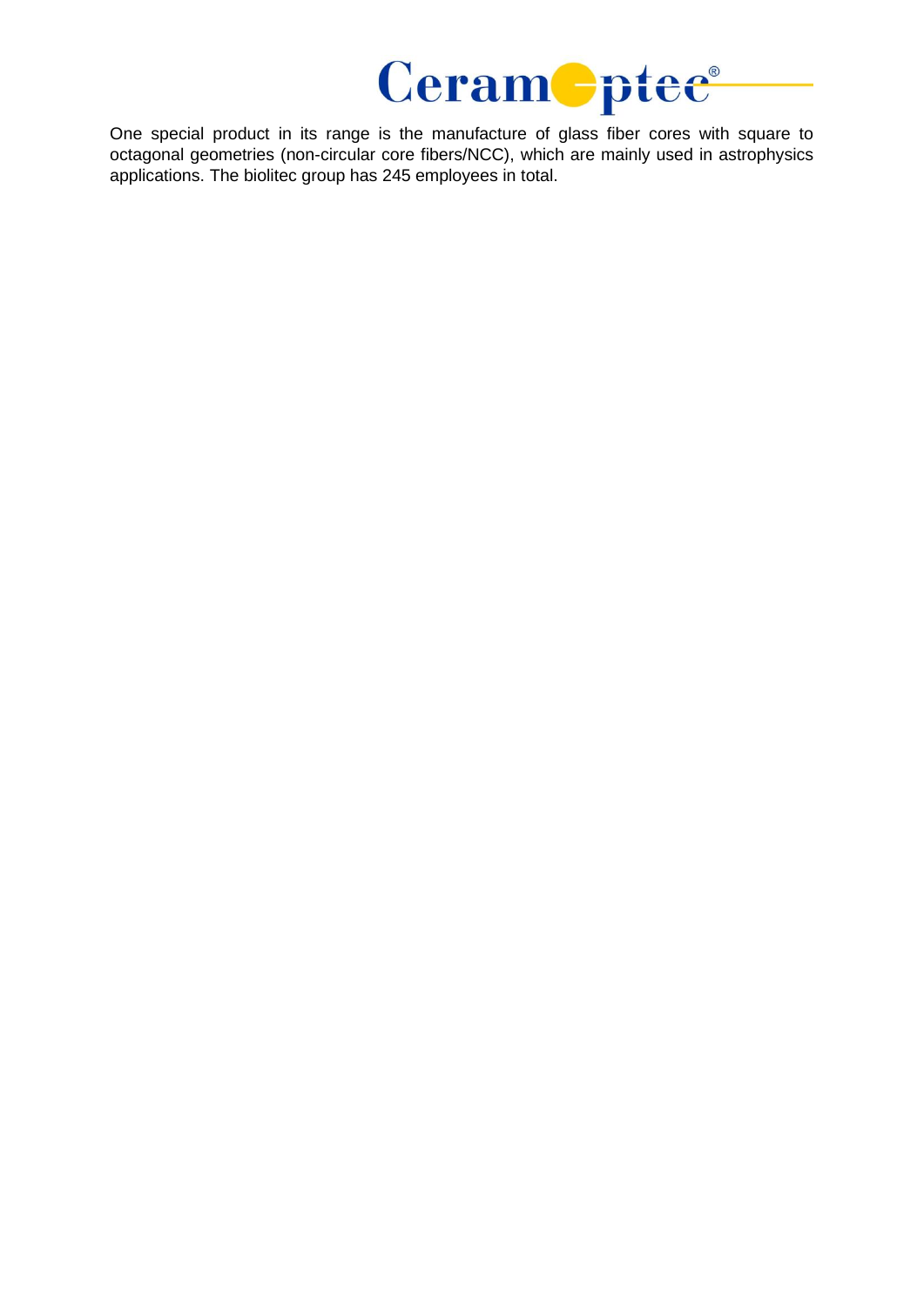One special product in its range is the manufacture of glass fiber cores with square to octagonal geometries (non-circular core fibers/NCC), which are mainly used in astrophysics applications. The biolitec group has 245 employees in total.